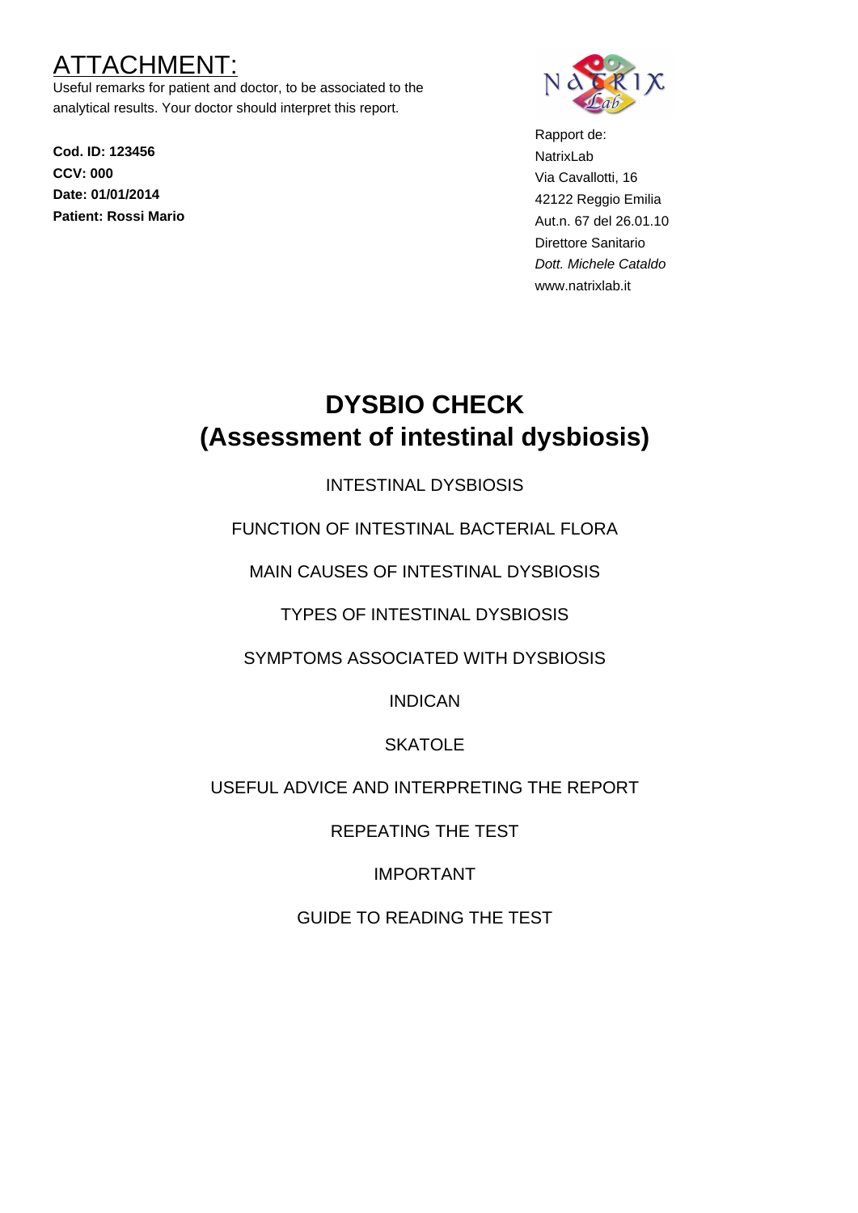# ATTACHMENT:

Useful remarks for patient and doctor, to be associated to the analytical results. Your doctor should interpret this report.

**Cod. ID: 123456**
**CCV: 000**
**Date: 01/01/2014**
**Patient: Rossi Mario**

Rapport de:
NatrixLab
Via Cavallotti, 16
42122 Reggio Emilia
Aut.n. 67 del 26.01.10
Direttore Sanitario
*Dott. Michele Cataldo*
www.natrixlab.it

# DYSBIO CHECK (Assessment of intestinal dysbiosis)

INTESTINAL DYSBIOSIS

FUNCTION OF INTESTINAL BACTERIAL FLORA

MAIN CAUSES OF INTESTINAL DYSBIOSIS

TYPES OF INTESTINAL DYSBIOSIS

SYMPTOMS ASSOCIATED WITH DYSBIOSIS

INDICAN

SKATOLE

USEFUL ADVICE AND INTERPRETING THE REPORT

REPEATING THE TEST

IMPORTANT

GUIDE TO READING THE TEST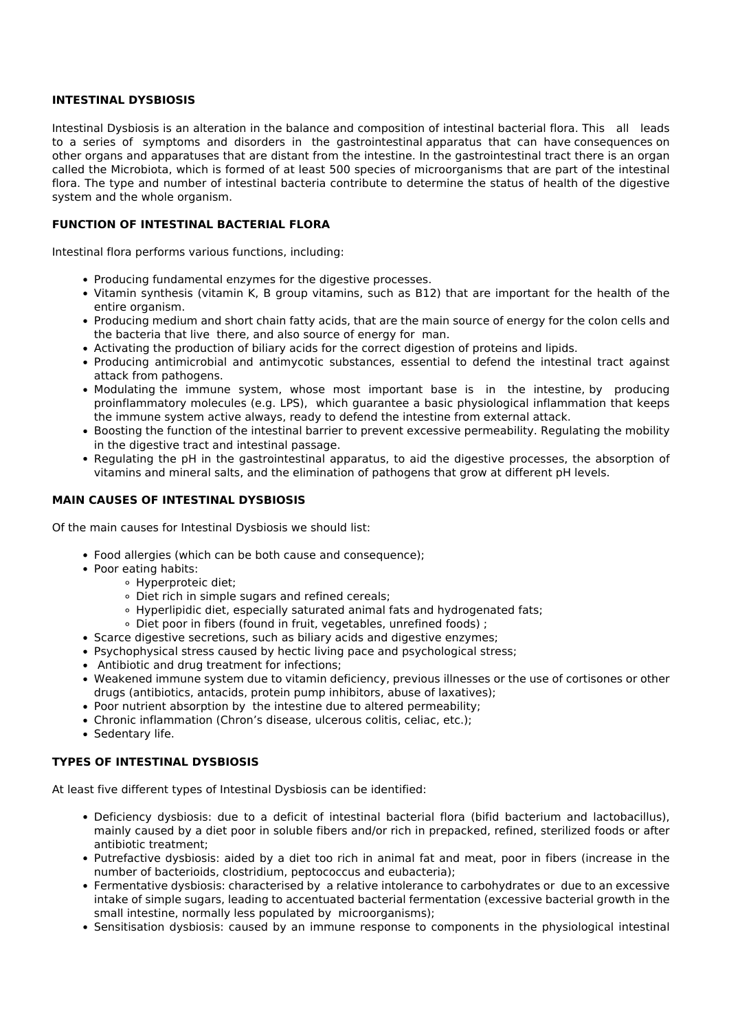## INTESTINAL DYSBIOSIS

Intestinal Dysbiosis is an alteration in the balance and composition of intestinal bacterial flora. This all leads to a series of symptoms and disorders in the gastrointestinal apparatus that can have consequences on other organs and apparatuses that are distant from the intestine. In the gastrointestinal tract there is an organ called the Microbiota, which is formed of at least 500 species of microorganisms that are part of the intestinal flora. The type and number of intestinal bacteria contribute to determine the status of health of the digestive system and the whole organism.

## FUNCTION OF INTESTINAL BACTERIAL FLORA

Intestinal flora performs various functions, including:

- Producing fundamental enzymes for the digestive processes.
- Vitamin synthesis (vitamin K, B group vitamins, such as B12) that are important for the health of the entire organism.
- Producing medium and short chain fatty acids, that are the main source of energy for the colon cells and the bacteria that live there, and also source of energy for man.
- Activating the production of biliary acids for the correct digestion of proteins and lipids.
- Producing antimicrobial and antimycotic substances, essential to defend the intestinal tract against attack from pathogens.
- Modulating the immune system, whose most important base is in the intestine, by producing proinflammatory molecules (e.g. LPS), which guarantee a basic physiological inflammation that keeps the immune system active always, ready to defend the intestine from external attack.
- Boosting the function of the intestinal barrier to prevent excessive permeability. Regulating the mobility in the digestive tract and intestinal passage.
- Regulating the pH in the gastrointestinal apparatus, to aid the digestive processes, the absorption of vitamins and mineral salts, and the elimination of pathogens that grow at different pH levels.

## MAIN CAUSES OF INTESTINAL DYSBIOSIS

Of the main causes for Intestinal Dysbiosis we should list:

- Food allergies (which can be both cause and consequence);
- Poor eating habits:
  - Hyperproteic diet;
  - Diet rich in simple sugars and refined cereals;
  - Hyperlipidic diet, especially saturated animal fats and hydrogenated fats;
  - Diet poor in fibers (found in fruit, vegetables, unrefined foods) ;
- Scarce digestive secretions, such as biliary acids and digestive enzymes;
- Psychophysical stress caused by hectic living pace and psychological stress;
- Antibiotic and drug treatment for infections;
- Weakened immune system due to vitamin deficiency, previous illnesses or the use of cortisones or other drugs (antibiotics, antacids, protein pump inhibitors, abuse of laxatives);
- Poor nutrient absorption by the intestine due to altered permeability;
- Chronic inflammation (Chron's disease, ulcerous colitis, celiac, etc.);
- Sedentary life.

## TYPES OF INTESTINAL DYSBIOSIS

At least five different types of Intestinal Dysbiosis can be identified:

- Deficiency dysbiosis: due to a deficit of intestinal bacterial flora (bifid bacterium and lactobacillus), mainly caused by a diet poor in soluble fibers and/or rich in prepacked, refined, sterilized foods or after antibiotic treatment;
- Putrefactive dysbiosis: aided by a diet too rich in animal fat and meat, poor in fibers (increase in the number of bacterioids, clostridium, peptococcus and eubacteria);
- Fermentative dysbiosis: characterised by a relative intolerance to carbohydrates or due to an excessive intake of simple sugars, leading to accentuated bacterial fermentation (excessive bacterial growth in the small intestine, normally less populated by microorganisms);
- Sensitisation dysbiosis: caused by an immune response to components in the physiological intestinal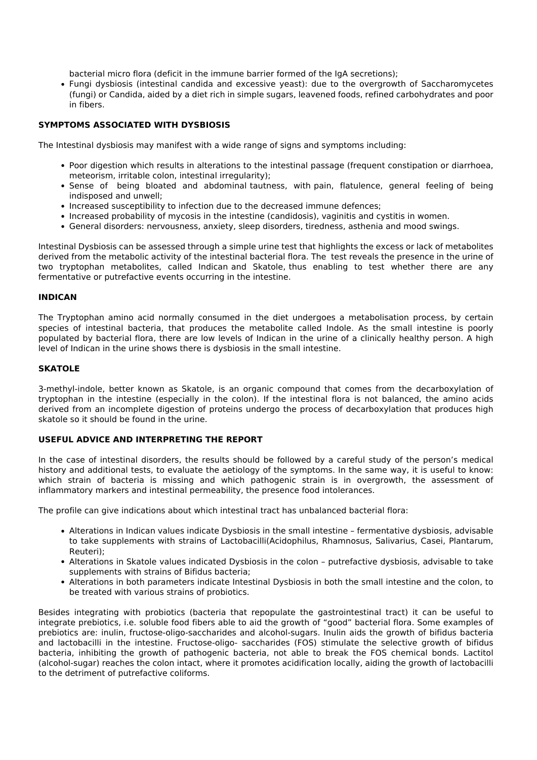bacterial micro flora (deficit in the immune barrier formed of the IgA secretions);
- Fungi dysbiosis (intestinal candida and excessive yeast): due to the overgrowth of Saccharomycetes (fungi) or Candida, aided by a diet rich in simple sugars, leavened foods, refined carbohydrates and poor in fibers.

**SYMPTOMS ASSOCIATED WITH DYSBIOSIS**

The Intestinal dysbiosis may manifest with a wide range of signs and symptoms including:

- Poor digestion which results in alterations to the intestinal passage (frequent constipation or diarrhoea, meteorism, irritable colon, intestinal irregularity);
- Sense of being bloated and abdominal tautness, with pain, flatulence, general feeling of being indisposed and unwell;
- Increased susceptibility to infection due to the decreased immune defences;
- Increased probability of mycosis in the intestine (candidosis), vaginitis and cystitis in women.
- General disorders: nervousness, anxiety, sleep disorders, tiredness, asthenia and mood swings.

Intestinal Dysbiosis can be assessed through a simple urine test that highlights the excess or lack of metabolites derived from the metabolic activity of the intestinal bacterial flora. The test reveals the presence in the urine of two tryptophan metabolites, called Indican and Skatole, thus enabling to test whether there are any fermentative or putrefactive events occurring in the intestine.

**INDICAN**

The Tryptophan amino acid normally consumed in the diet undergoes a metabolisation process, by certain species of intestinal bacteria, that produces the metabolite called Indole. As the small intestine is poorly populated by bacterial flora, there are low levels of Indican in the urine of a clinically healthy person. A high level of Indican in the urine shows there is dysbiosis in the small intestine.

**SKATOLE**

3-methyl-indole, better known as Skatole, is an organic compound that comes from the decarboxylation of tryptophan in the intestine (especially in the colon). If the intestinal flora is not balanced, the amino acids derived from an incomplete digestion of proteins undergo the process of decarboxylation that produces high skatole so it should be found in the urine.

**USEFUL ADVICE AND INTERPRETING THE REPORT**

In the case of intestinal disorders, the results should be followed by a careful study of the person's medical history and additional tests, to evaluate the aetiology of the symptoms. In the same way, it is useful to know: which strain of bacteria is missing and which pathogenic strain is in overgrowth, the assessment of inflammatory markers and intestinal permeability, the presence food intolerances.

The profile can give indications about which intestinal tract has unbalanced bacterial flora:

- Alterations in Indican values indicate Dysbiosis in the small intestine – fermentative dysbiosis, advisable to take supplements with strains of Lactobacilli(Acidophilus, Rhamnosus, Salivarius, Casei, Plantarum, Reuteri);
- Alterations in Skatole values indicated Dysbiosis in the colon – putrefactive dysbiosis, advisable to take supplements with strains of Bifidus bacteria;
- Alterations in both parameters indicate Intestinal Dysbiosis in both the small intestine and the colon, to be treated with various strains of probiotics.

Besides integrating with probiotics (bacteria that repopulate the gastrointestinal tract) it can be useful to integrate prebiotics, i.e. soluble food fibers able to aid the growth of "good" bacterial flora. Some examples of prebiotics are: inulin, fructose-oligo-saccharides and alcohol-sugars. Inulin aids the growth of bifidus bacteria and lactobacilli in the intestine. Fructose-oligo- saccharides (FOS) stimulate the selective growth of bifidus bacteria, inhibiting the growth of pathogenic bacteria, not able to break the FOS chemical bonds. Lactitol (alcohol-sugar) reaches the colon intact, where it promotes acidification locally, aiding the growth of lactobacilli to the detriment of putrefactive coliforms.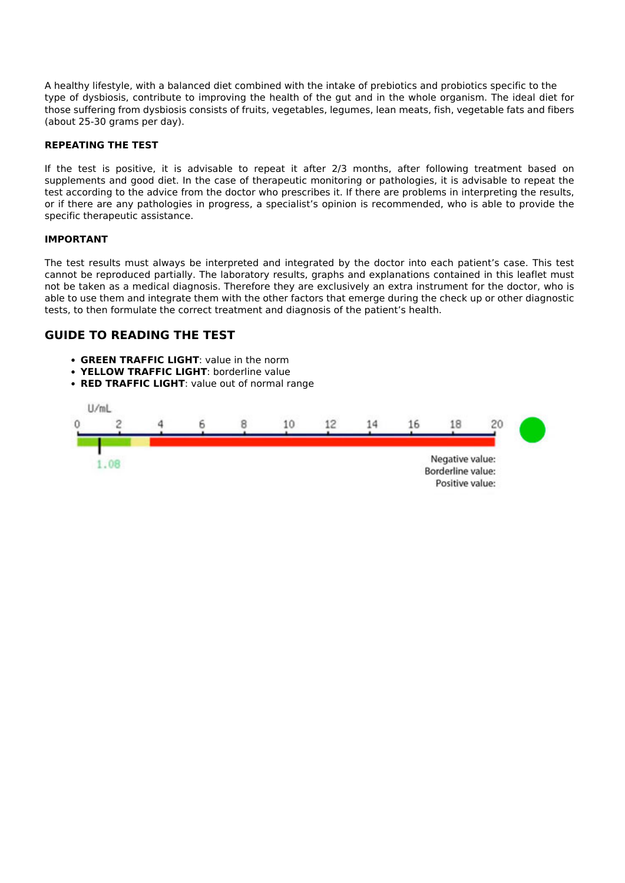A healthy lifestyle, with a balanced diet combined with the intake of prebiotics and probiotics specific to the type of dysbiosis, contribute to improving the health of the gut and in the whole organism. The ideal diet for those suffering from dysbiosis consists of fruits, vegetables, legumes, lean meats, fish, vegetable fats and fibers (about 25-30 grams per day).

**REPEATING THE TEST**

If the test is positive, it is advisable to repeat it after 2/3 months, after following treatment based on supplements and good diet. In the case of therapeutic monitoring or pathologies, it is advisable to repeat the test according to the advice from the doctor who prescribes it. If there are problems in interpreting the results, or if there are any pathologies in progress, a specialist's opinion is recommended, who is able to provide the specific therapeutic assistance.

**IMPORTANT**

The test results must always be interpreted and integrated by the doctor into each patient's case. This test cannot be reproduced partially. The laboratory results, graphs and explanations contained in this leaflet must not be taken as a medical diagnosis. Therefore they are exclusively an extra instrument for the doctor, who is able to use them and integrate them with the other factors that emerge during the check up or other diagnostic tests, to then formulate the correct treatment and diagnosis of the patient's health.

## GUIDE TO READING THE TEST

- **GREEN TRAFFIC LIGHT**: value in the norm
- **YELLOW TRAFFIC LIGHT**: borderline value
- **RED TRAFFIC LIGHT**: value out of normal range

U/mL

0 2 4 6 8 10 12 14 16 18 20

1.08

Negative value:
Borderline value:
Positive value: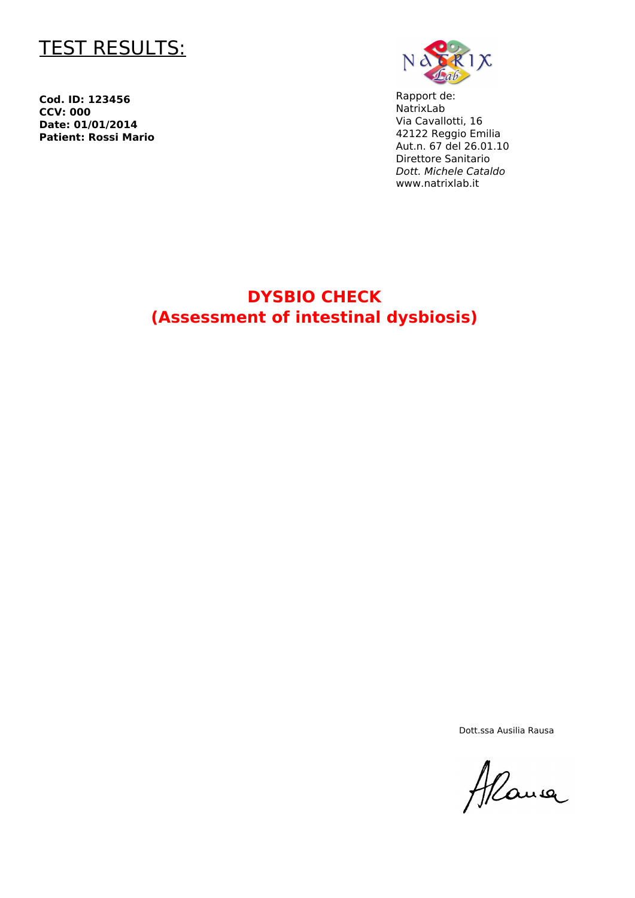# TEST RESULTS:

**Cod. ID: 123456**
**CCV: 000**
**Date: 01/01/2014**
**Patient: Rossi Mario**

Rapport de:
NatrixLab
Via Cavallotti, 16
42122 Reggio Emilia
Aut.n. 67 del 26.01.10
Direttore Sanitario
*Dott. Michele Cataldo*
www.natrixlab.it

## DYSBIO CHECK
## (Assessment of intestinal dysbiosis)

Dott.ssa Ausilia Rausa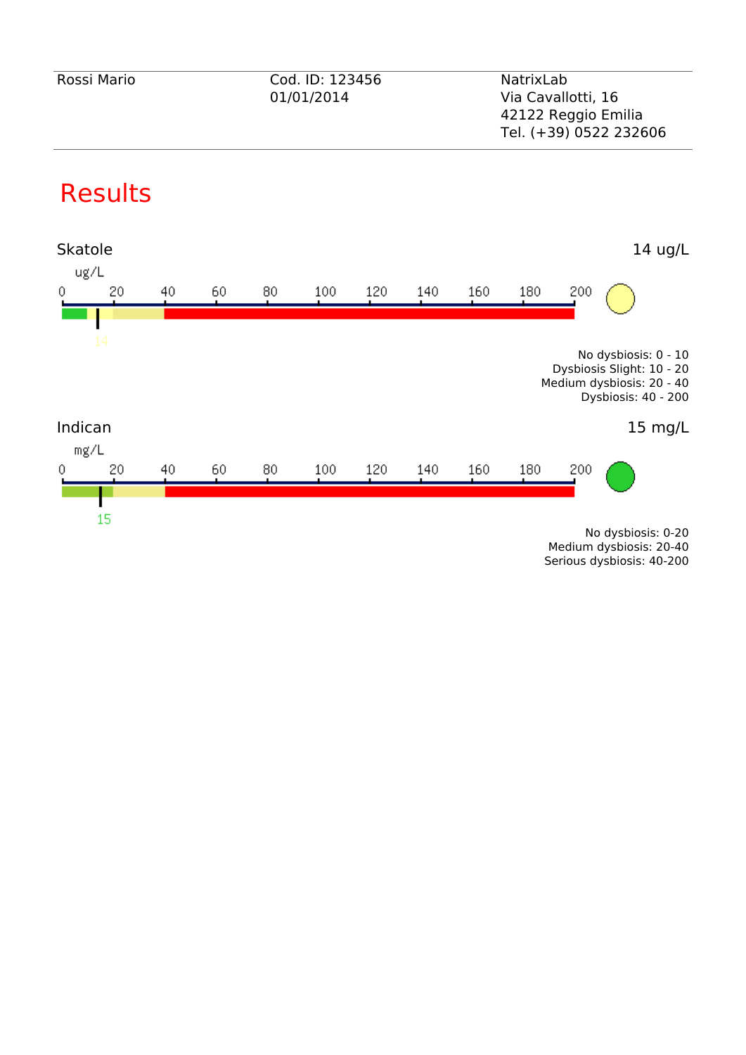Rossi Mario

Cod. ID: 123456
01/01/2014

NatrixLab
Via Cavallotti, 16
42122 Reggio Emilia
Tel. (+39) 0522 232606

# Results

## Skatole

14 ug/L

ug/L

0 20 40 60 80 100 120 140 160 180 200

14

No dysbiosis: 0 - 10
Dysbiosis Slight: 10 - 20
Medium dysbiosis: 20 - 40
Dysbiosis: 40 - 200

## Indican

15 mg/L

mg/L

0 20 40 60 80 100 120 140 160 180 200

15

No dysbiosis: 0-20
Medium dysbiosis: 20-40
Serious dysbiosis: 40-200